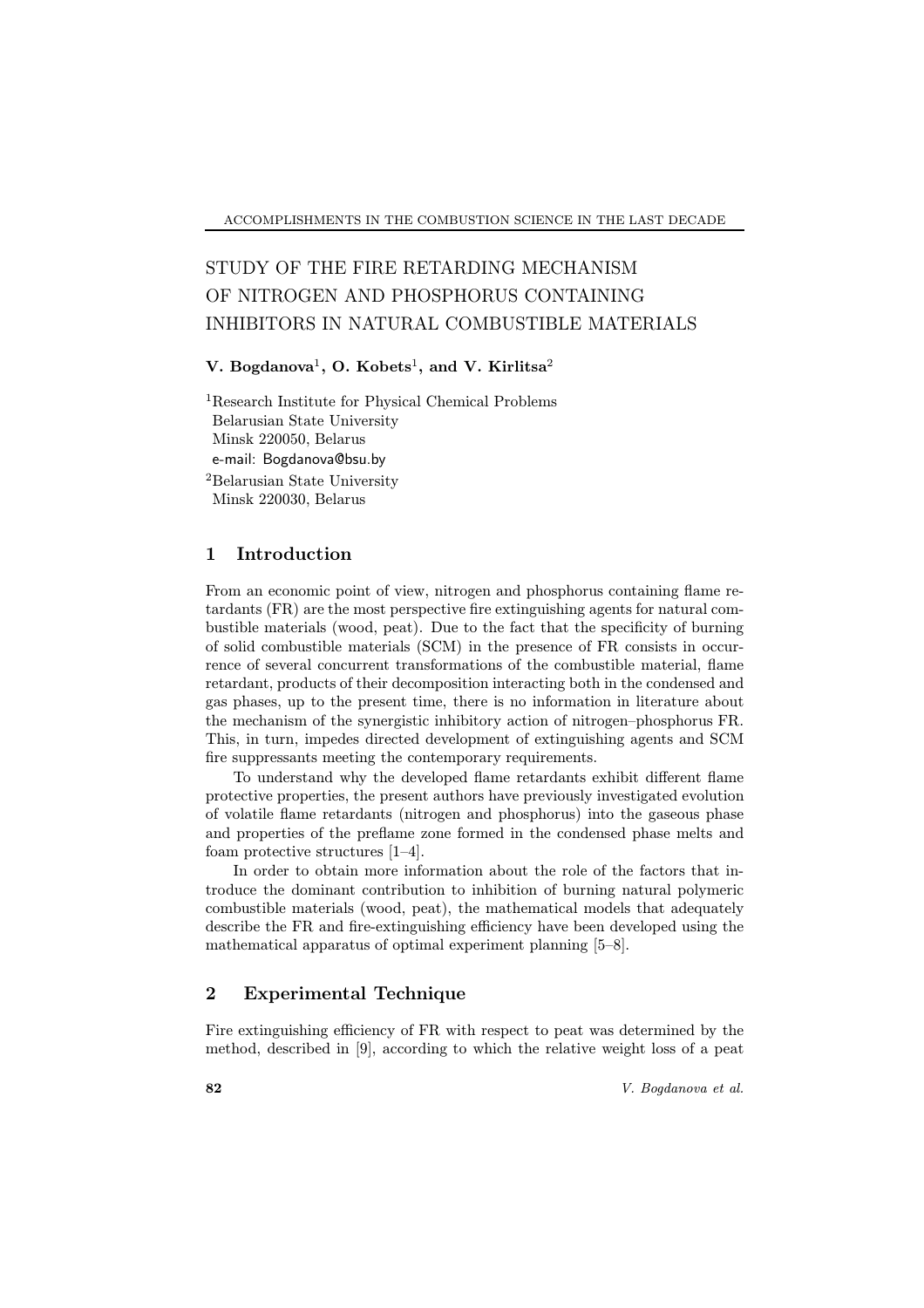# STUDY OF THE FIRE RETARDING MECHANISM OF NITROGEN AND PHOSPHORUS CONTAINING INHIBITORS IN NATURAL COMBUSTIBLE MATERIALS

**V. Bogdanova[1], O. Kobets[1], and V. Kirlitsa[2]**

[1]Research Institute for Physical Chemical Problems
Belarusian State University
Minsk 220050, Belarus
e-mail: Bogdanova@bsu.by

[2]Belarusian State University
Minsk 220030, Belarus

## 1 Introduction

From an economic point of view, nitrogen and phosphorus containing flame retardants (FR) are the most perspective fire extinguishing agents for natural combustible materials (wood, peat). Due to the fact that the specificity of burning of solid combustible materials (SCM) in the presence of FR consists in occurrence of several concurrent transformations of the combustible material, flame retardant, products of their decomposition interacting both in the condensed and gas phases, up to the present time, there is no information in literature about the mechanism of the synergistic inhibitory action of nitrogen–phosphorus FR. This, in turn, impedes directed development of extinguishing agents and SCM fire suppressants meeting the contemporary requirements.

To understand why the developed flame retardants exhibit different flame protective properties, the present authors have previously investigated evolution of volatile flame retardants (nitrogen and phosphorus) into the gaseous phase and properties of the preflame zone formed in the condensed phase melts and foam protective structures [1–4].

In order to obtain more information about the role of the factors that introduce the dominant contribution to inhibition of burning natural polymeric combustible materials (wood, peat), the mathematical models that adequately describe the FR and fire-extinguishing efficiency have been developed using the mathematical apparatus of optimal experiment planning [5–8].

## 2 Experimental Technique

Fire extinguishing efficiency of FR with respect to peat was determined by the method, described in [9], according to which the relative weight loss of a peat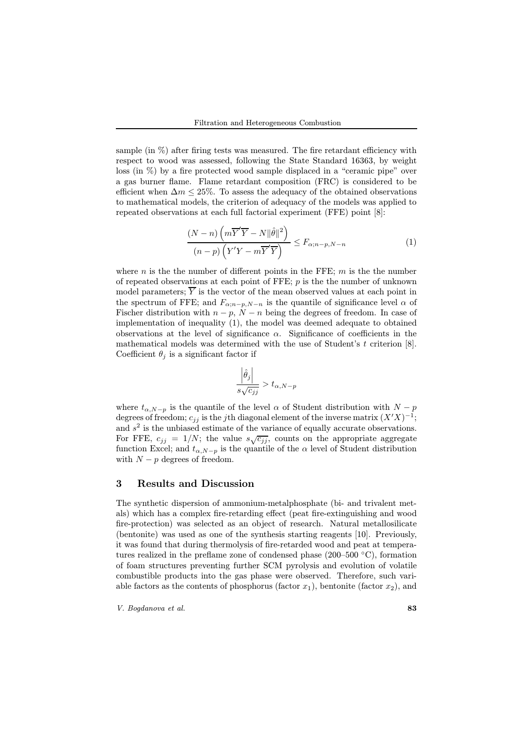sample (in %) after firing tests was measured. The fire retardant efficiency with respect to wood was assessed, following the State Standard 16363, by weight loss (in %) by a fire protected wood sample displaced in a "ceramic pipe" over a gas burner flame. Flame retardant composition (FRC) is considered to be efficient when $\Delta m \leq 25\%$. To assess the adequacy of the obtained observations to mathematical models, the criterion of adequacy of the models was applied to repeated observations at each full factorial experiment (FFE) point [8]:

$$\frac{(N-n)\left(m\overline{Y}'\overline{Y} - N\|\hat{\theta}\|^2\right)}{(n-p)\left(Y'Y - m\overline{Y}'\overline{Y}\right)} \leq F_{\alpha;n-p,N-n} \tag{1}$$

where $n$ is the the number of different points in the FFE; $m$ is the the number of repeated observations at each point of FFE; $p$ is the the number of unknown model parameters; $\overline{Y}$ is the vector of the mean observed values at each point in the spectrum of FFE; and $F_{\alpha;n-p,N-n}$ is the quantile of significance level $\alpha$ of Fischer distribution with $n-p$, $N-n$ being the degrees of freedom. In case of implementation of inequality (1), the model was deemed adequate to obtained observations at the level of significance $\alpha$. Significance of coefficients in the mathematical models was determined with the use of Student's $t$ criterion [8]. Coefficient $\theta_j$ is a significant factor if

$$\frac{\left|\hat{\theta}_j\right|}{s\sqrt{c_{jj}}} > t_{\alpha,N-p}$$

where $t_{\alpha,N-p}$ is the quantile of the level $\alpha$ of Student distribution with $N-p$ degrees of freedom; $c_{jj}$ is the $j$th diagonal element of the inverse matrix $(X'X)^{-1}$; and $s^2$ is the unbiased estimate of the variance of equally accurate observations. For FFE, $c_{jj} = 1/N$; the value $s\sqrt{c_{jj}}$, counts on the appropriate aggregate function Excel; and $t_{\alpha,N-p}$ is the quantile of the $\alpha$ level of Student distribution with $N-p$ degrees of freedom.

## 3 Results and Discussion

The synthetic dispersion of ammonium-metalphosphate (bi- and trivalent metals) which has a complex fire-retarding effect (peat fire-extinguishing and wood fire-protection) was selected as an object of research. Natural metallosilicate (bentonite) was used as one of the synthesis starting reagents [10]. Previously, it was found that during thermolysis of fire-retarded wood and peat at temperatures realized in the preflame zone of condensed phase (200–500 °C), formation of foam structures preventing further SCM pyrolysis and evolution of volatile combustible products into the gas phase were observed. Therefore, such variable factors as the contents of phosphorus (factor $x_1$), bentonite (factor $x_2$), and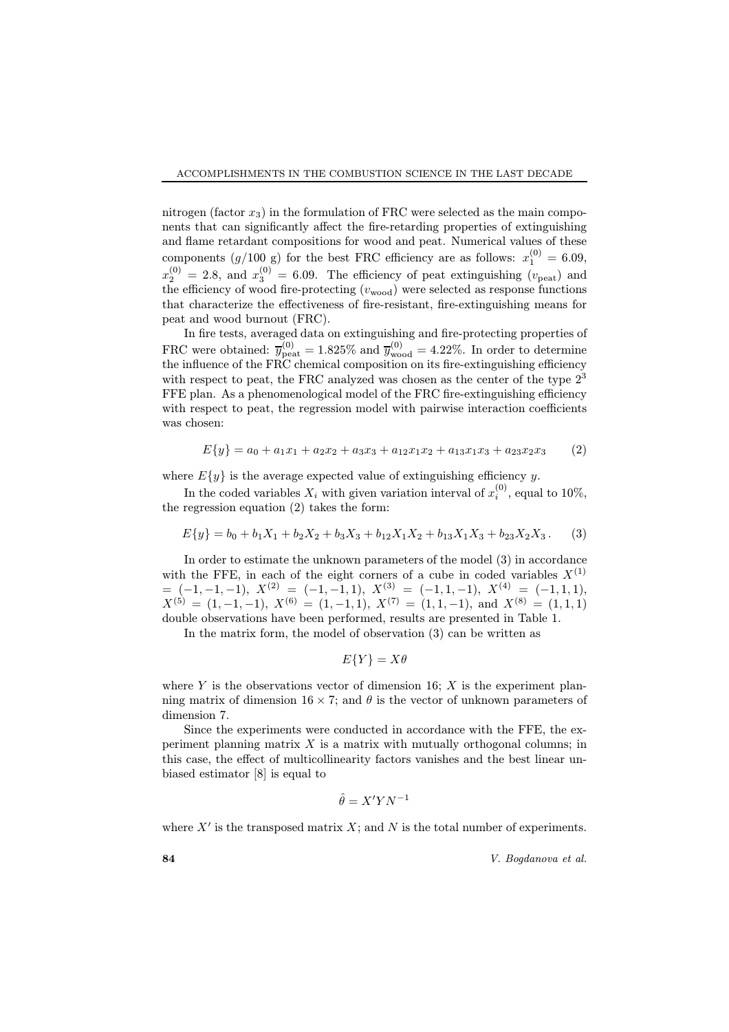nitrogen (factor $x_3$) in the formulation of FRC were selected as the main components that can significantly affect the fire-retarding properties of extinguishing and flame retardant compositions for wood and peat. Numerical values of these components ($g$/100 g) for the best FRC efficiency are as follows: $x_1^{(0)} = 6.09$, $x_2^{(0)} = 2.8$, and $x_3^{(0)} = 6.09$. The efficiency of peat extinguishing ($v_{\text{peat}}$) and the efficiency of wood fire-protecting ($v_{\text{wood}}$) were selected as response functions that characterize the effectiveness of fire-resistant, fire-extinguishing means for peat and wood burnout (FRC).

In fire tests, averaged data on extinguishing and fire-protecting properties of FRC were obtained: $\overline{y}^{(0)}_{\text{peat}} = 1.825\%$ and $\overline{y}^{(0)}_{\text{wood}} = 4.22\%$. In order to determine the influence of the FRC chemical composition on its fire-extinguishing efficiency with respect to peat, the FRC analyzed was chosen as the center of the type $2^3$ FFE plan. As a phenomenological model of the FRC fire-extinguishing efficiency with respect to peat, the regression model with pairwise interaction coefficients was chosen:

$$E\{y\} = a_0 + a_1x_1 + a_2x_2 + a_3x_3 + a_{12}x_1x_2 + a_{13}x_1x_3 + a_{23}x_2x_3 \qquad (2)$$

where $E\{y\}$ is the average expected value of extinguishing efficiency $y$.

In the coded variables $X_i$ with given variation interval of $x_i^{(0)}$, equal to 10%, the regression equation (2) takes the form:

$$E\{y\} = b_0 + b_1X_1 + b_2X_2 + b_3X_3 + b_{12}X_1X_2 + b_{13}X_1X_3 + b_{23}X_2X_3 \,. \qquad (3)$$

In order to estimate the unknown parameters of the model (3) in accordance with the FFE, in each of the eight corners of a cube in coded variables $X^{(1)} = (-1,-1,-1)$, $X^{(2)} = (-1,-1,1)$, $X^{(3)} = (-1,1,-1)$, $X^{(4)} = (-1,1,1)$, $X^{(5)} = (1,-1,-1)$, $X^{(6)} = (1,-1,1)$, $X^{(7)} = (1,1,-1)$, and $X^{(8)} = (1,1,1)$ double observations have been performed, results are presented in Table 1.

In the matrix form, the model of observation (3) can be written as

$$E\{Y\} = X\theta$$

where $Y$ is the observations vector of dimension 16; $X$ is the experiment planning matrix of dimension $16 \times 7$; and $\theta$ is the vector of unknown parameters of dimension 7.

Since the experiments were conducted in accordance with the FFE, the experiment planning matrix $X$ is a matrix with mutually orthogonal columns; in this case, the effect of multicollinearity factors vanishes and the best linear unbiased estimator [8] is equal to

$$\hat{\theta} = X'YN^{-1}$$

where $X'$ is the transposed matrix $X$; and $N$ is the total number of experiments.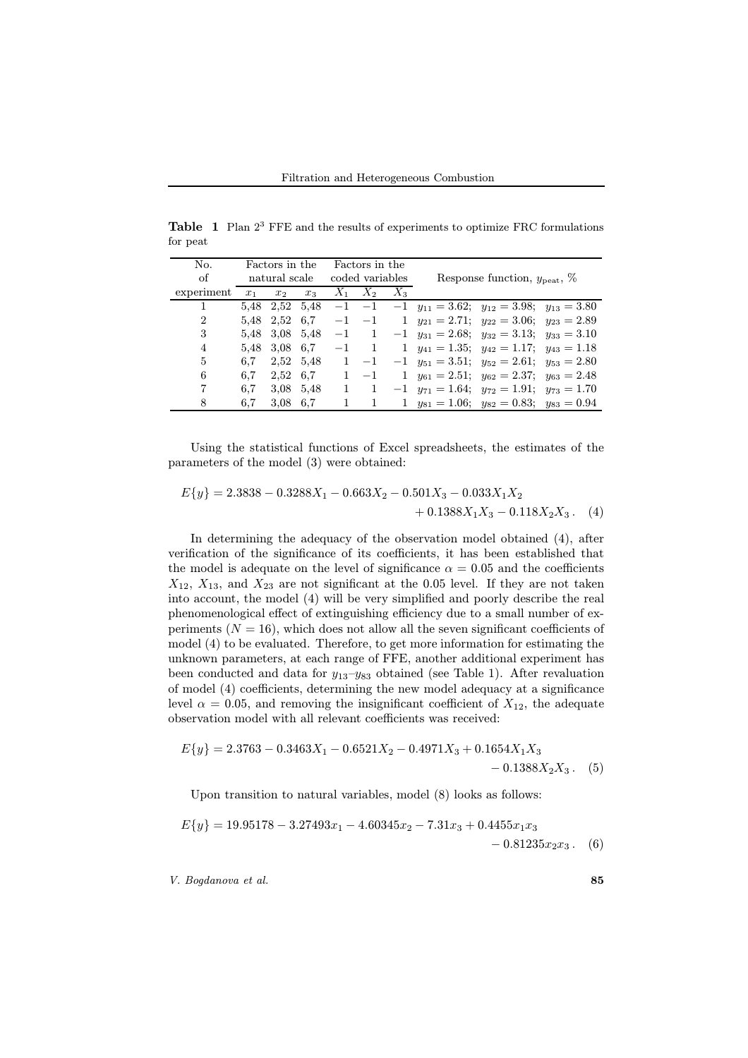**Table 1** Plan $2^3$ FFE and the results of experiments to optimize FRC formulations for peat

| No. of experiment | Factors in the natural scale | | | Factors in the coded variables | | | Response function, $y_{\text{peat}}$, % |
|---|---|---|---|---|---|---|---|
| | $x_1$ | $x_2$ | $x_3$ | $X_1$ | $X_2$ | $X_3$ | |
| 1 | 5,48 | 2,52 | 5,48 | $-1$ | $-1$ | $-1$ | $y_{11} = 3.62$; $y_{12} = 3.98$; $y_{13} = 3.80$ |
| 2 | 5,48 | 2,52 | 6,7 | $-1$ | $-1$ | 1 | $y_{21} = 2.71$; $y_{22} = 3.06$; $y_{23} = 2.89$ |
| 3 | 5,48 | 3,08 | 5,48 | $-1$ | 1 | $-1$ | $y_{31} = 2.68$; $y_{32} = 3.13$; $y_{33} = 3.10$ |
| 4 | 5,48 | 3,08 | 6,7 | $-1$ | 1 | 1 | $y_{41} = 1.35$; $y_{42} = 1.17$; $y_{43} = 1.18$ |
| 5 | 6,7 | 2,52 | 5,48 | 1 | $-1$ | $-1$ | $y_{51} = 3.51$; $y_{52} = 2.61$; $y_{53} = 2.80$ |
| 6 | 6,7 | 2,52 | 6,7 | 1 | $-1$ | 1 | $y_{61} = 2.51$; $y_{62} = 2.37$; $y_{63} = 2.48$ |
| 7 | 6,7 | 3,08 | 5,48 | 1 | 1 | $-1$ | $y_{71} = 1.64$; $y_{72} = 1.91$; $y_{73} = 1.70$ |
| 8 | 6,7 | 3,08 | 6,7 | 1 | 1 | 1 | $y_{81} = 1.06$; $y_{82} = 0.83$; $y_{83} = 0.94$ |

Using the statistical functions of Excel spreadsheets, the estimates of the parameters of the model (3) were obtained:

$$E\{y\} = 2.3838 - 0.3288X_1 - 0.663X_2 - 0.501X_3 - 0.033X_1X_2 + 0.1388X_1X_3 - 0.118X_2X_3\,. \quad (4)$$

In determining the adequacy of the observation model obtained (4), after verification of the significance of its coefficients, it has been established that the model is adequate on the level of significance $\alpha = 0.05$ and the coefficients $X_{12}$, $X_{13}$, and $X_{23}$ are not significant at the 0.05 level. If they are not taken into account, the model (4) will be very simplified and poorly describe the real phenomenological effect of extinguishing efficiency due to a small number of experiments ($N = 16$), which does not allow all the seven significant coefficients of model (4) to be evaluated. Therefore, to get more information for estimating the unknown parameters, at each range of FFE, another additional experiment has been conducted and data for $y_{13}$–$y_{83}$ obtained (see Table 1). After revaluation of model (4) coefficients, determining the new model adequacy at a significance level $\alpha = 0.05$, and removing the insignificant coefficient of $X_{12}$, the adequate observation model with all relevant coefficients was received:

$$E\{y\} = 2.3763 - 0.3463X_1 - 0.6521X_2 - 0.4971X_3 + 0.1654X_1X_3 - 0.1388X_2X_3\,. \quad (5)$$

Upon transition to natural variables, model (8) looks as follows:

$$E\{y\} = 19.95178 - 3.27493x_1 - 4.60345x_2 - 7.31x_3 + 0.4455x_1x_3 - 0.81235x_2x_3\,. \quad (6)$$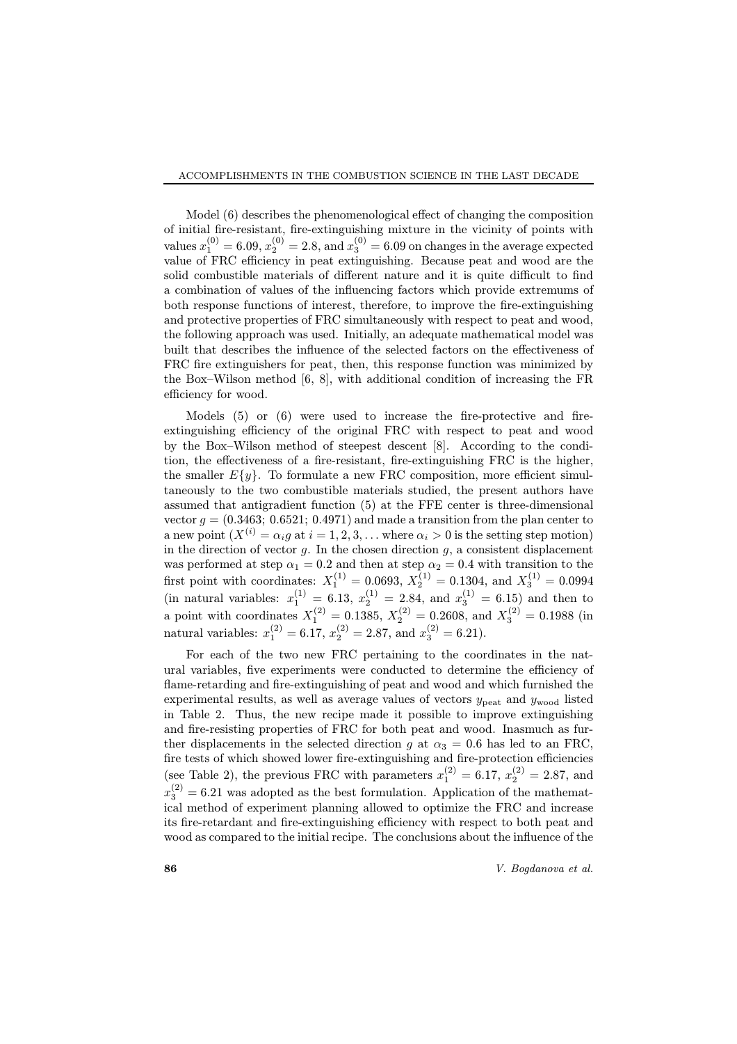Model (6) describes the phenomenological effect of changing the composition of initial fire-resistant, fire-extinguishing mixture in the vicinity of points with values $x_1^{(0)} = 6.09$, $x_2^{(0)} = 2.8$, and $x_3^{(0)} = 6.09$ on changes in the average expected value of FRC efficiency in peat extinguishing. Because peat and wood are the solid combustible materials of different nature and it is quite difficult to find a combination of values of the influencing factors which provide extremums of both response functions of interest, therefore, to improve the fire-extinguishing and protective properties of FRC simultaneously with respect to peat and wood, the following approach was used. Initially, an adequate mathematical model was built that describes the influence of the selected factors on the effectiveness of FRC fire extinguishers for peat, then, this response function was minimized by the Box–Wilson method [6, 8], with additional condition of increasing the FR efficiency for wood.

Models (5) or (6) were used to increase the fire-protective and fire-extinguishing efficiency of the original FRC with respect to peat and wood by the Box–Wilson method of steepest descent [8]. According to the condition, the effectiveness of a fire-resistant, fire-extinguishing FRC is the higher, the smaller $E\{y\}$. To formulate a new FRC composition, more efficient simultaneously to the two combustible materials studied, the present authors have assumed that antigradient function (5) at the FFE center is three-dimensional vector $g = (0.3463;\ 0.6521;\ 0.4971)$ and made a transition from the plan center to a new point ($X^{(i)} = \alpha_i g$ at $i = 1, 2, 3, \ldots$ where $\alpha_i > 0$ is the setting step motion) in the direction of vector $g$. In the chosen direction $g$, a consistent displacement was performed at step $\alpha_1 = 0.2$ and then at step $\alpha_2 = 0.4$ with transition to the first point with coordinates: $X_1^{(1)} = 0.0693$, $X_2^{(1)} = 0.1304$, and $X_3^{(1)} = 0.0994$ (in natural variables: $x_1^{(1)} = 6.13$, $x_2^{(1)} = 2.84$, and $x_3^{(1)} = 6.15$) and then to a point with coordinates $X_1^{(2)} = 0.1385$, $X_2^{(2)} = 0.2608$, and $X_3^{(2)} = 0.1988$ (in natural variables: $x_1^{(2)} = 6.17$, $x_2^{(2)} = 2.87$, and $x_3^{(2)} = 6.21$).

For each of the two new FRC pertaining to the coordinates in the natural variables, five experiments were conducted to determine the efficiency of flame-retarding and fire-extinguishing of peat and wood and which furnished the experimental results, as well as average values of vectors $y_{\text{peat}}$ and $y_{\text{wood}}$ listed in Table 2. Thus, the new recipe made it possible to improve extinguishing and fire-resisting properties of FRC for both peat and wood. Inasmuch as further displacements in the selected direction $g$ at $\alpha_3 = 0.6$ has led to an FRC, fire tests of which showed lower fire-extinguishing and fire-protection efficiencies (see Table 2), the previous FRC with parameters $x_1^{(2)} = 6.17$, $x_2^{(2)} = 2.87$, and $x_3^{(2)} = 6.21$ was adopted as the best formulation. Application of the mathematical method of experiment planning allowed to optimize the FRC and increase its fire-retardant and fire-extinguishing efficiency with respect to both peat and wood as compared to the initial recipe. The conclusions about the influence of the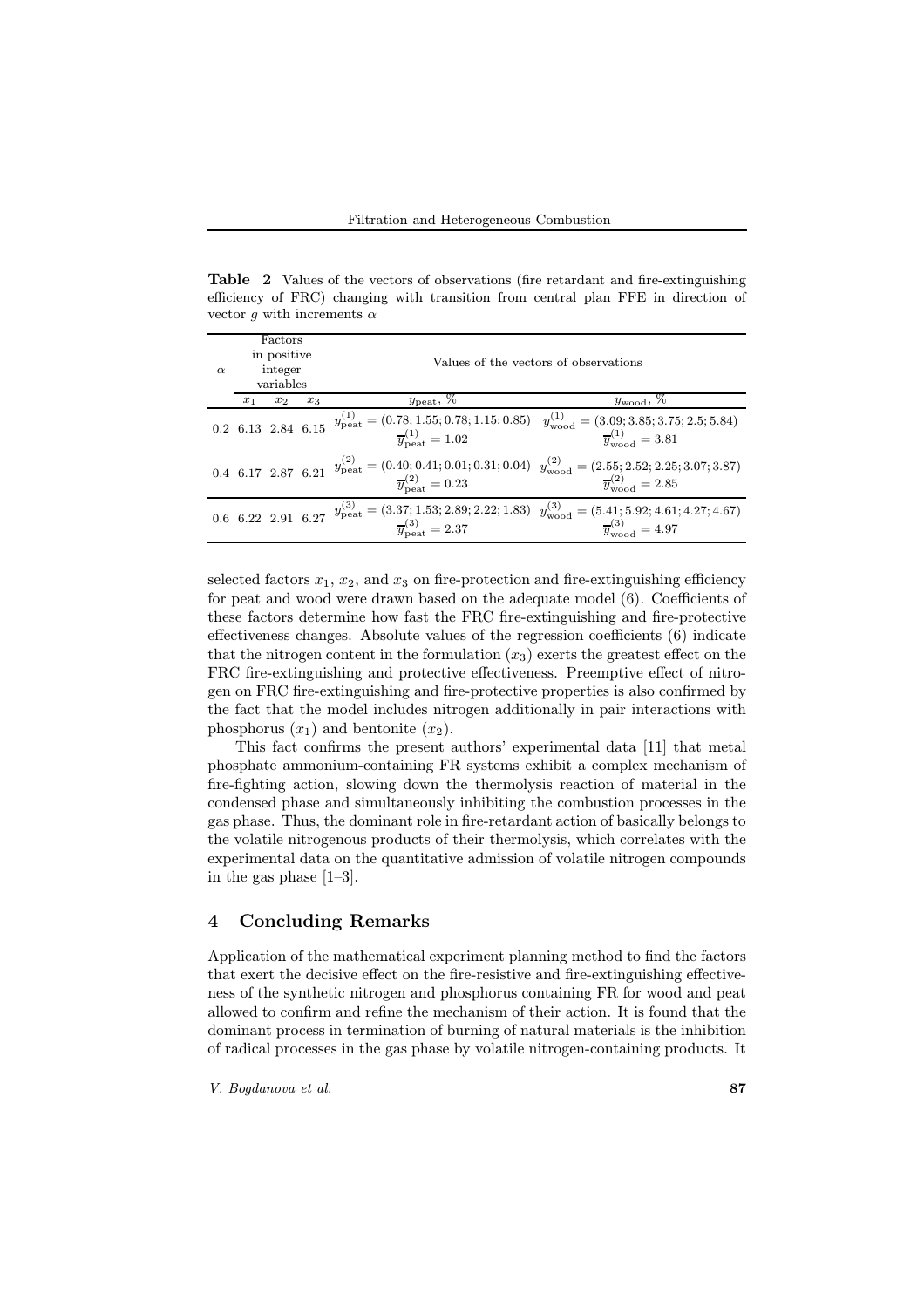**Table 2** Values of the vectors of observations (fire retardant and fire-extinguishing efficiency of FRC) changing with transition from central plan FFE in direction of vector $g$ with increments $\alpha$

| $\alpha$ | Factors in positive integer variables | | | Values of the vectors of observations | |
|---|---|---|---|---|---|
| | $x_1$ | $x_2$ | $x_3$ | $y_{\text{peat}}$, % | $y_{\text{wood}}$, % |
| 0.2 | 6.13 | 2.84 | 6.15 | $y^{(1)}_{\text{peat}} = (0.78; 1.55; 0.78; 1.15; 0.85)$ $\overline{y}^{(1)}_{\text{peat}} = 1.02$ | $y^{(1)}_{\text{wood}} = (3.09; 3.85; 3.75; 2.5; 5.84)$ $\overline{y}^{(1)}_{\text{wood}} = 3.81$ |
| 0.4 | 6.17 | 2.87 | 6.21 | $y^{(2)}_{\text{peat}} = (0.40; 0.41; 0.01; 0.31; 0.04)$ $\overline{y}^{(2)}_{\text{peat}} = 0.23$ | $y^{(2)}_{\text{wood}} = (2.55; 2.52; 2.25; 3.07; 3.87)$ $\overline{y}^{(2)}_{\text{wood}} = 2.85$ |
| 0.6 | 6.22 | 2.91 | 6.27 | $y^{(3)}_{\text{peat}} = (3.37; 1.53; 2.89; 2.22; 1.83)$ $\overline{y}^{(3)}_{\text{peat}} = 2.37$ | $y^{(3)}_{\text{wood}} = (5.41; 5.92; 4.61; 4.27; 4.67)$ $\overline{y}^{(3)}_{\text{wood}} = 4.97$ |

selected factors $x_1$, $x_2$, and $x_3$ on fire-protection and fire-extinguishing efficiency for peat and wood were drawn based on the adequate model (6). Coefficients of these factors determine how fast the FRC fire-extinguishing and fire-protective effectiveness changes. Absolute values of the regression coefficients (6) indicate that the nitrogen content in the formulation ($x_3$) exerts the greatest effect on the FRC fire-extinguishing and protective effectiveness. Preemptive effect of nitrogen on FRC fire-extinguishing and fire-protective properties is also confirmed by the fact that the model includes nitrogen additionally in pair interactions with phosphorus ($x_1$) and bentonite ($x_2$).

This fact confirms the present authors' experimental data [11] that metal phosphate ammonium-containing FR systems exhibit a complex mechanism of fire-fighting action, slowing down the thermolysis reaction of material in the condensed phase and simultaneously inhibiting the combustion processes in the gas phase. Thus, the dominant role in fire-retardant action of basically belongs to the volatile nitrogenous products of their thermolysis, which correlates with the experimental data on the quantitative admission of volatile nitrogen compounds in the gas phase [1–3].

## 4 Concluding Remarks

Application of the mathematical experiment planning method to find the factors that exert the decisive effect on the fire-resistive and fire-extinguishing effectiveness of the synthetic nitrogen and phosphorus containing FR for wood and peat allowed to confirm and refine the mechanism of their action. It is found that the dominant process in termination of burning of natural materials is the inhibition of radical processes in the gas phase by volatile nitrogen-containing products. It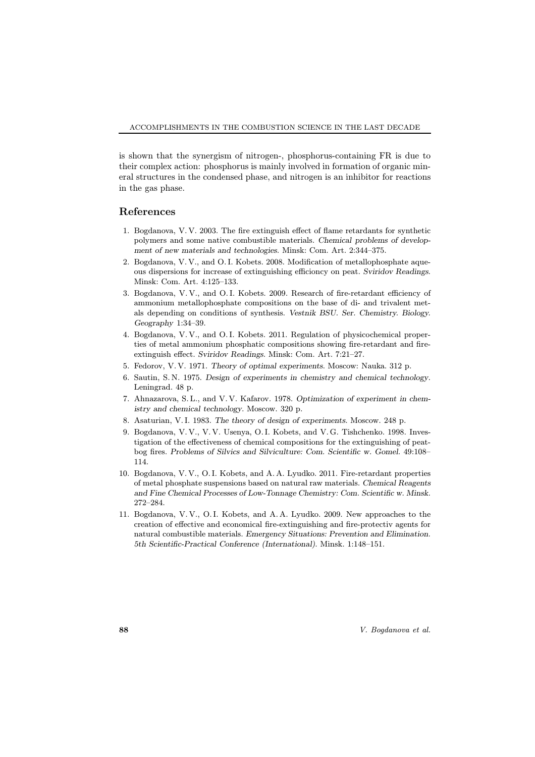is shown that the synergism of nitrogen-, phosphorus-containing FR is due to their complex action: phosphorus is mainly involved in formation of organic mineral structures in the condensed phase, and nitrogen is an inhibitor for reactions in the gas phase.

## References

1. Bogdanova, V. V. 2003. The fire extinguish effect of flame retardants for synthetic polymers and some native combustible materials. *Chemical problems of development of new materials and technologies*. Minsk: Com. Art. 2:344–375.
2. Bogdanova, V. V., and O. I. Kobets. 2008. Modification of metallophosphate aqueous dispersions for increase of extinguishing efficiency on peat. *Sviridov Readings*. Minsk: Com. Art. 4:125–133.
3. Bogdanova, V. V., and O. I. Kobets. 2009. Research of fire-retardant efficiency of ammonium metallophosphate compositions on the base of di- and trivalent metals depending on conditions of synthesis. *Vestnik BSU. Ser. Chemistry. Biology. Geography* 1:34–39.
4. Bogdanova, V. V., and O. I. Kobets. 2011. Regulation of physicochemical properties of metal ammonium phosphatic compositions showing fire-retardant and fire-extinguish effect. *Sviridov Readings*. Minsk: Com. Art. 7:21–27.
5. Fedorov, V. V. 1971. *Theory of optimal experiments*. Moscow: Nauka. 312 p.
6. Sautin, S. N. 1975. *Design of experiments in chemistry and chemical technology*. Leningrad. 48 p.
7. Ahnazarova, S. L., and V. V. Kafarov. 1978. *Optimization of experiment in chemistry and chemical technology*. Moscow. 320 p.
8. Asaturian, V. I. 1983. *The theory of design of experiments*. Moscow. 248 p.
9. Bogdanova, V. V., V. V. Usenya, O. I. Kobets, and V. G. Tishchenko. 1998. Investigation of the effectiveness of chemical compositions for the extinguishing of peat-bog fires. *Problems of Silvics and Silviculture: Com. Scientific w. Gomel.* 49:108–114.
10. Bogdanova, V. V., O. I. Kobets, and A. A. Lyudko. 2011. Fire-retardant properties of metal phosphate suspensions based on natural raw materials. *Chemical Reagents and Fine Chemical Processes of Low-Tonnage Chemistry: Com. Scientific w. Minsk.* 272–284.
11. Bogdanova, V. V., O. I. Kobets, and A. A. Lyudko. 2009. New approaches to the creation of effective and economical fire-extinguishing and fire-protectiv agents for natural combustible materials. *Emergency Situations: Prevention and Elimination. 5th Scientific-Practical Conference (International)*. Minsk. 1:148–151.